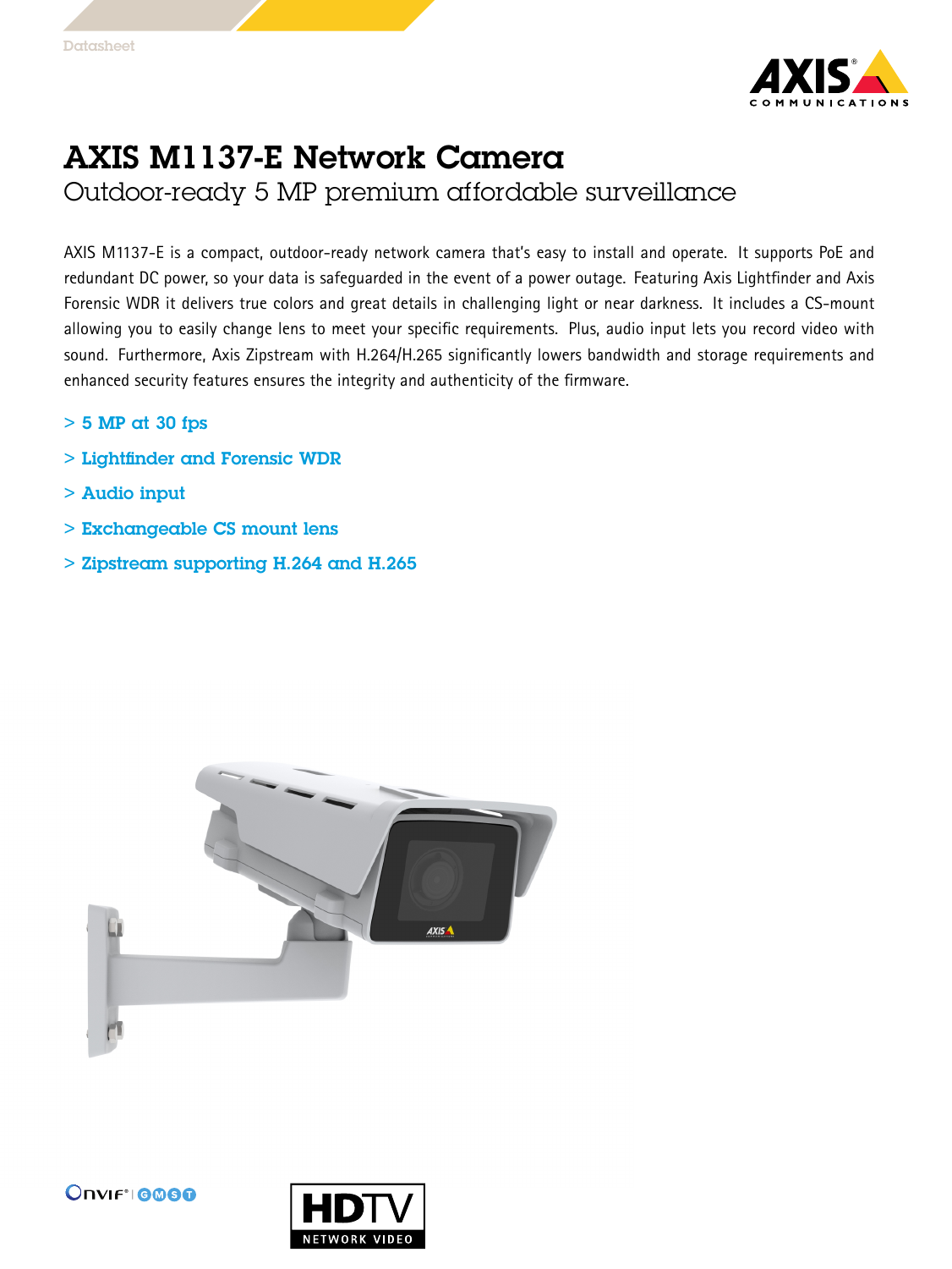Datasheet

# AXIS M1137-E Network Camera

## Outdoor-ready 5 MP premium affordable surveillance

AXIS M1137-E is a compact, outdoor-ready network camera that's easy to install and operate. It supports PoE and redundant DC power, so your data is safeguarded in the event of a power outage. Featuring Axis Lightfinder and Axis Forensic WDR it delivers true colors and great details in challenging light or near darkness. It includes a CS-mount allowing you to easily change lens to meet your specific requirements. Plus, audio input lets you record video with sound. Furthermore, Axis Zipstream with H.264/H.265 significantly lowers bandwidth and storage requirements and enhanced security features ensures the integrity and authenticity of the firmware.

- > 5 MP at 30 fps
- > Lightfinder and Forensic WDR
- > Audio input
- > Exchangeable CS mount lens
- > Zipstream supporting H.264 and H.265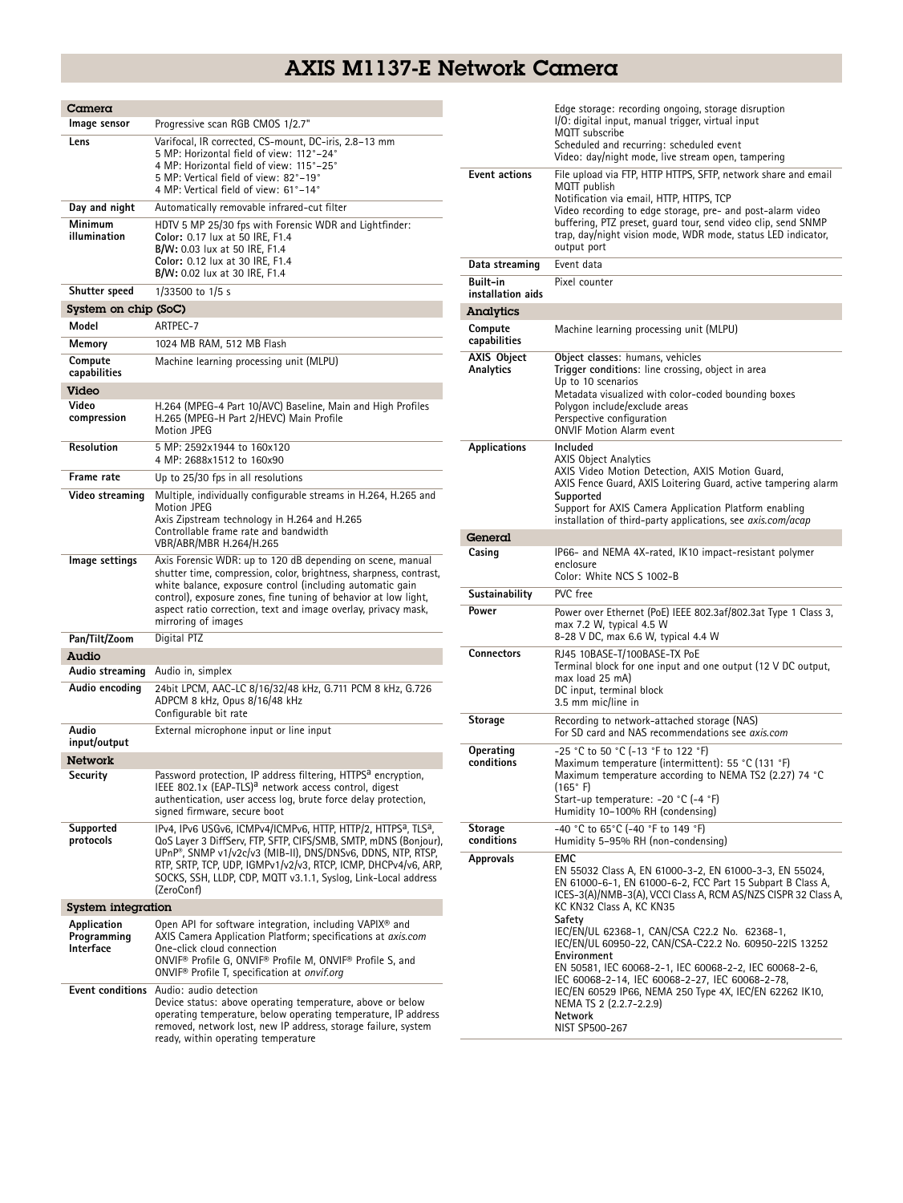# AXIS M1137-E Network Camera

## Camera

| | |
|---|---|
| **Image sensor** | Progressive scan RGB CMOS 1/2.7" |
| **Lens** | Varifocal, IR corrected, CS-mount, DC-iris, 2.8–13 mm<br>5 MP: Horizontal field of view: 112°–24°<br>4 MP: Horizontal field of view: 115°–25°<br>5 MP: Vertical field of view: 82°–19°<br>4 MP: Vertical field of view: 61°–14° |
| **Day and night** | Automatically removable infrared-cut filter |
| **Minimum illumination** | HDTV 5 MP 25/30 fps with Forensic WDR and Lightfinder:<br>**Color:** 0.17 lux at 50 IRE, F1.4<br>**B/W:** 0.03 lux at 50 IRE, F1.4<br>**Color:** 0.12 lux at 30 IRE, F1.4<br>**B/W:** 0.02 lux at 30 IRE, F1.4 |
| **Shutter speed** | 1/33500 to 1/5 s |

## System on chip (SoC)

| | |
|---|---|
| **Model** | ARTPEC-7 |
| **Memory** | 1024 MB RAM, 512 MB Flash |
| **Compute capabilities** | Machine learning processing unit (MLPU) |

## Video

| | |
|---|---|
| **Video compression** | H.264 (MPEG-4 Part 10/AVC) Baseline, Main and High Profiles<br>H.265 (MPEG-H Part 2/HEVC) Main Profile<br>Motion JPEG |
| **Resolution** | 5 MP: 2592x1944 to 160x120<br>4 MP: 2688x1512 to 160x90 |
| **Frame rate** | Up to 25/30 fps in all resolutions |
| **Video streaming** | Multiple, individually configurable streams in H.264, H.265 and Motion JPEG<br>Axis Zipstream technology in H.264 and H.265<br>Controllable frame rate and bandwidth<br>VBR/ABR/MBR H.264/H.265 |
| **Image settings** | Axis Forensic WDR: up to 120 dB depending on scene, manual shutter time, compression, color, brightness, sharpness, contrast, white balance, exposure control (including automatic gain control), exposure zones, fine tuning of behavior at low light, aspect ratio correction, text and image overlay, privacy mask, mirroring of images |
| **Pan/Tilt/Zoom** | Digital PTZ |

## Audio

| | |
|---|---|
| **Audio streaming** | Audio in, simplex |
| **Audio encoding** | 24bit LPCM, AAC-LC 8/16/32/48 kHz, G.711 PCM 8 kHz, G.726 ADPCM 8 kHz, Opus 8/16/48 kHz<br>Configurable bit rate |
| **Audio input/output** | External microphone input or line input |

## Network

| | |
|---|---|
| **Security** | Password protection, IP address filtering, HTTPS[a] encryption, IEEE 802.1x (EAP-TLS)[a] network access control, digest authentication, user access log, brute force delay protection, signed firmware, secure boot |
| **Supported protocols** | IPv4, IPv6 USGv6, ICMPv4/ICMPv6, HTTP, HTTP/2, HTTPS[a], TLS[a], QoS Layer 3 DiffServ, FTP, SFTP, CIFS/SMB, SMTP, mDNS (Bonjour), UPnP®, SNMP v1/v2c/v3 (MIB-II), DNS/DNSv6, DDNS, NTP, RTSP, RTP, SRTP, TCP, UDP, IGMPv1/v2/v3, RTCP, ICMP, DHCPv4/v6, ARP, SOCKS, SSH, LLDP, CDP, MQTT v3.1.1, Syslog, Link-Local address (ZeroConf) |

## System integration

| | |
|---|---|
| **Application Programming Interface** | Open API for software integration, including VAPIX® and AXIS Camera Application Platform; specifications at *axis.com*<br>One-click cloud connection<br>ONVIF® Profile G, ONVIF® Profile M, ONVIF® Profile S, and ONVIF® Profile T, specification at *onvif.org* |
| **Event conditions** | Audio: audio detection<br>Device status: above operating temperature, above or below operating temperature, below operating temperature, IP address removed, network lost, new IP address, storage failure, system ready, within operating temperature<br>Edge storage: recording ongoing, storage disruption<br>I/O: digital input, manual trigger, virtual input<br>MQTT subscribe<br>Scheduled and recurring: scheduled event<br>Video: day/night mode, live stream open, tampering |
| **Event actions** | File upload via FTP, HTTP HTTPS, SFTP, network share and email<br>MQTT publish<br>Notification via email, HTTP, HTTPS, TCP<br>Video recording to edge storage, pre- and post-alarm video buffering, PTZ preset, guard tour, send video clip, send SNMP trap, day/night vision mode, WDR mode, status LED indicator, output port |
| **Data streaming** | Event data |
| **Built-in installation aids** | Pixel counter |

## Analytics

| | |
|---|---|
| **Compute capabilities** | Machine learning processing unit (MLPU) |
| **AXIS Object Analytics** | **Object classes**: humans, vehicles<br>**Trigger conditions**: line crossing, object in area<br>Up to 10 scenarios<br>Metadata visualized with color-coded bounding boxes<br>Polygon include/exclude areas<br>Perspective configuration<br>ONVIF Motion Alarm event |
| **Applications** | **Included**<br>AXIS Object Analytics<br>AXIS Video Motion Detection, AXIS Motion Guard, AXIS Fence Guard, AXIS Loitering Guard, active tampering alarm<br>**Supported**<br>Support for AXIS Camera Application Platform enabling installation of third-party applications, see *axis.com/acap* |

## General

| | |
|---|---|
| **Casing** | IP66- and NEMA 4X-rated, IK10 impact-resistant polymer enclosure<br>Color: White NCS S 1002-B |
| **Sustainability** | PVC free |
| **Power** | Power over Ethernet (PoE) IEEE 802.3af/802.3at Type 1 Class 3, max 7.2 W, typical 4.5 W<br>8–28 V DC, max 6.6 W, typical 4.4 W |
| **Connectors** | RJ45 10BASE-T/100BASE-TX PoE<br>Terminal block for one input and one output (12 V DC output, max load 25 mA)<br>DC input, terminal block<br>3.5 mm mic/line in |
| **Storage** | Recording to network-attached storage (NAS)<br>For SD card and NAS recommendations see *axis.com* |
| **Operating conditions** | -25 °C to 50 °C (-13 °F to 122 °F)<br>Maximum temperature (intermittent): 55 °C (131 °F)<br>Maximum temperature according to NEMA TS2 (2.27) 74 °C (165° F)<br>Start-up temperature: -20 °C (-4 °F)<br>Humidity 10–100% RH (condensing) |
| **Storage conditions** | -40 °C to 65°C (-40 °F to 149 °F)<br>Humidity 5–95% RH (non-condensing) |
| **Approvals** | **EMC**<br>EN 55032 Class A, EN 61000-3-2, EN 61000-3-3, EN 55024, EN 61000-6-1, EN 61000-6-2, FCC Part 15 Subpart B Class A, ICES-3(A)/NMB-3(A), VCCI Class A, RCM AS/NZS CISPR 32 Class A, KC KN32 Class A, KC KN35<br>**Safety**<br>IEC/EN/UL 62368-1, CAN/CSA C22.2 No. 62368-1, IEC/EN/UL 60950-22, CAN/CSA-C22.2 No. 60950-22IS 13252<br>**Environment**<br>EN 50581, IEC 60068-2-1, IEC 60068-2-2, IEC 60068-2-6, IEC 60068-2-14, IEC 60068-2-27, IEC 60068-2-78, IEC/EN 60529 IP66, NEMA 250 Type 4X, IEC/EN 62262 IK10, NEMA TS 2 (2.2.7-2.2.9)<br>**Network**<br>NIST SP500-267 |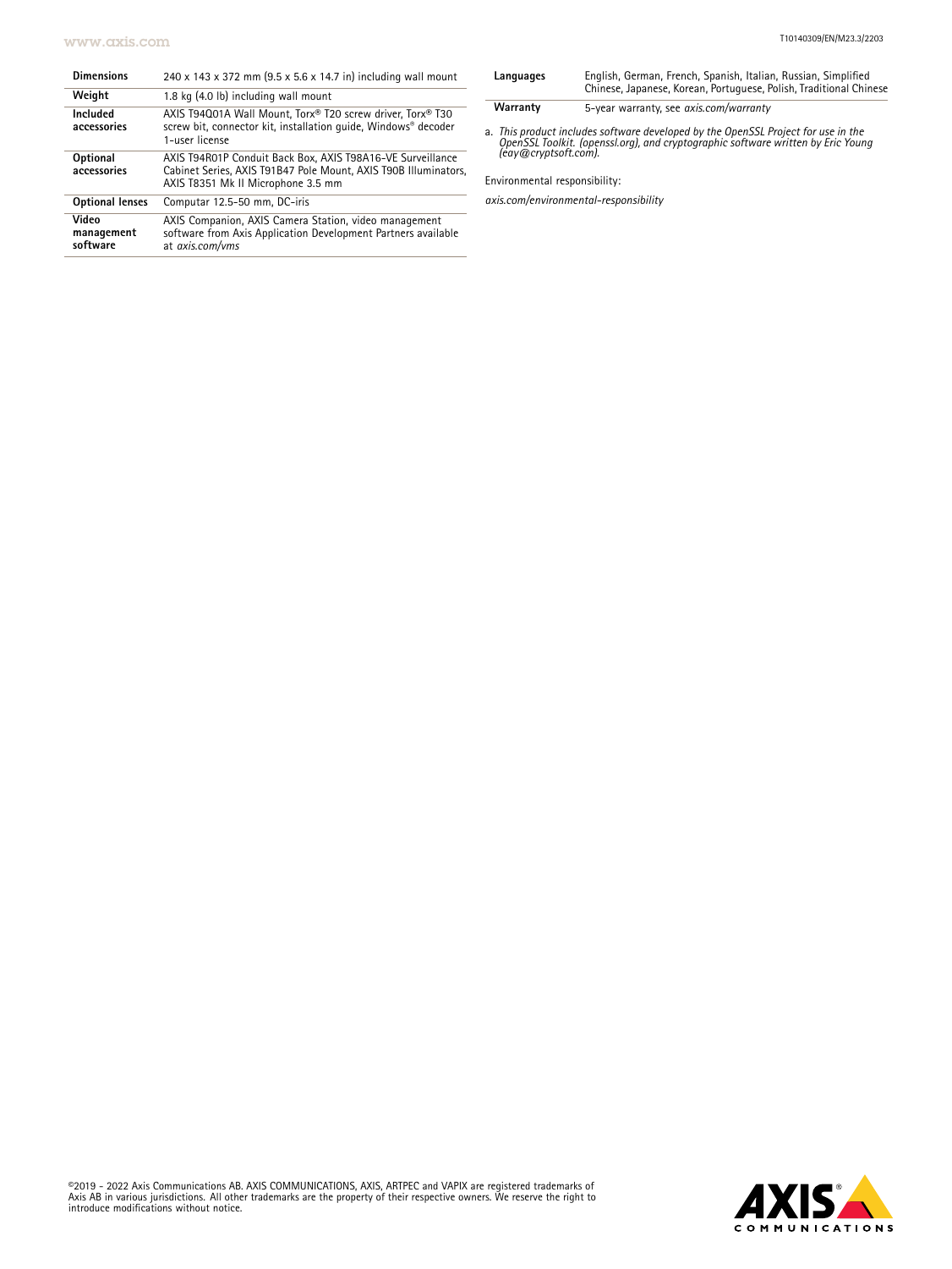| | |
|---|---|
| **Dimensions** | 240 x 143 x 372 mm (9.5 x 5.6 x 14.7 in) including wall mount |
| **Weight** | 1.8 kg (4.0 lb) including wall mount |
| **Included accessories** | AXIS T94Q01A Wall Mount, Torx® T20 screw driver, Torx® T30 screw bit, connector kit, installation guide, Windows® decoder 1-user license |
| **Optional accessories** | AXIS T94R01P Conduit Back Box, AXIS T98A16-VE Surveillance Cabinet Series, AXIS T91B47 Pole Mount, AXIS T90B Illuminators, AXIS T8351 Mk II Microphone 3.5 mm |
| **Optional lenses** | Computar 12.5-50 mm, DC-iris |
| **Video management software** | AXIS Companion, AXIS Camera Station, video management software from Axis Application Development Partners available at *axis.com/vms* |
| **Languages** | English, German, French, Spanish, Italian, Russian, Simplified Chinese, Japanese, Korean, Portuguese, Polish, Traditional Chinese |
| **Warranty** | 5-year warranty, see *axis.com/warranty* |

a. *This product includes software developed by the OpenSSL Project for use in the OpenSSL Toolkit. (openssl.org), and cryptographic software written by Eric Young (eay@cryptsoft.com).*

Environmental responsibility:

*axis.com/environmental-responsibility*

©2019 - 2022 Axis Communications AB. AXIS COMMUNICATIONS, AXIS, ARTPEC and VAPIX are registered trademarks of Axis AB in various jurisdictions. All other trademarks are the property of their respective owners. We reserve the right to introduce modifications without notice.